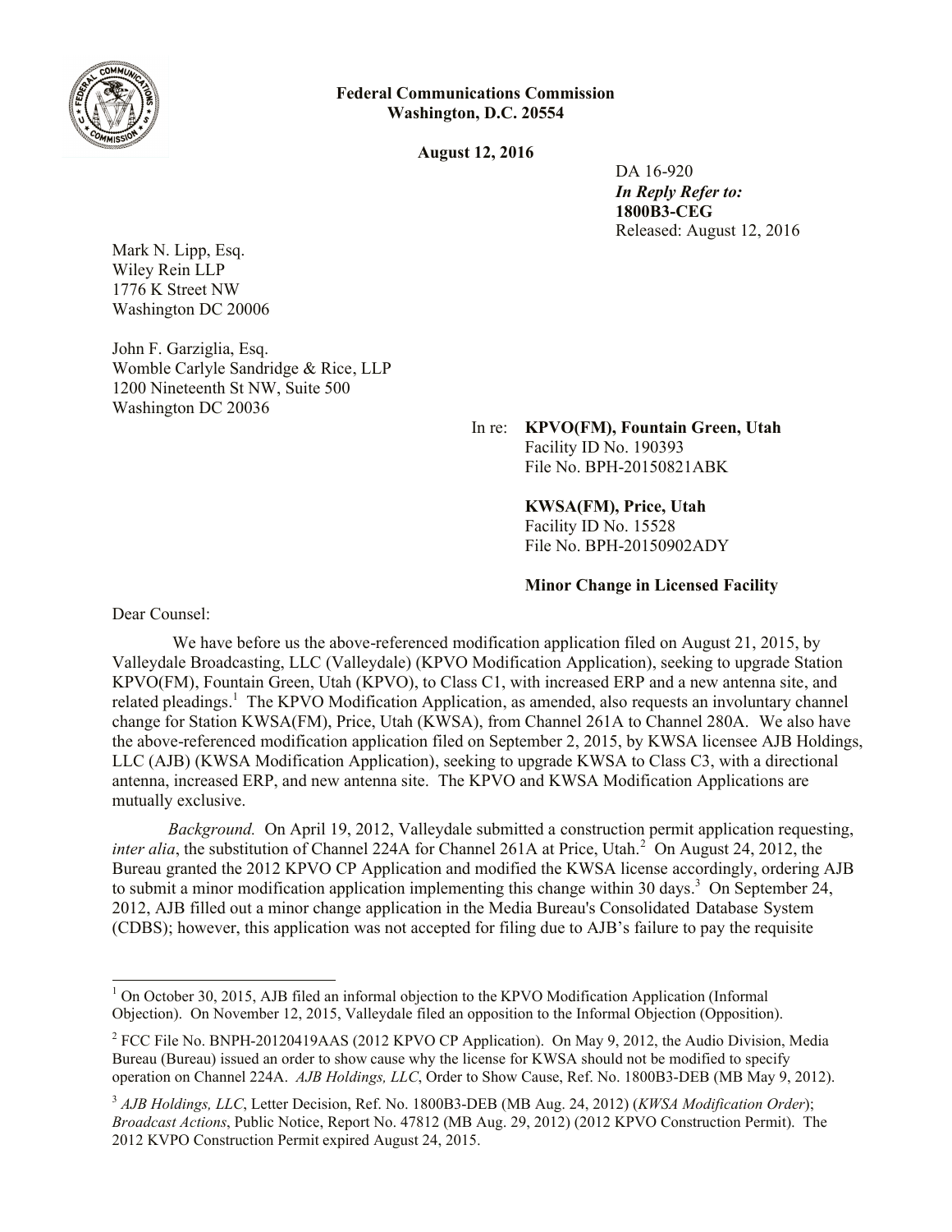**Federal Communications Commission**
**Washington, D.C. 20554**

**August 12, 2016**

DA 16-920
***In Reply Refer to:***
**1800B3-CEG**
Released: August 12, 2016

Mark N. Lipp, Esq.
Wiley Rein LLP
1776 K Street NW
Washington DC 20006

John F. Garziglia, Esq.
Womble Carlyle Sandridge & Rice, LLP
1200 Nineteenth St NW, Suite 500
Washington DC 20036

In re: **KPVO(FM), Fountain Green, Utah**
Facility ID No. 190393
File No. BPH-20150821ABK

**KWSA(FM), Price, Utah**
Facility ID No. 15528
File No. BPH-20150902ADY

**Minor Change in Licensed Facility**

Dear Counsel:

We have before us the above-referenced modification application filed on August 21, 2015, by Valleydale Broadcasting, LLC (Valleydale) (KPVO Modification Application), seeking to upgrade Station KPVO(FM), Fountain Green, Utah (KPVO), to Class C1, with increased ERP and a new antenna site, and related pleadings.[1] The KPVO Modification Application, as amended, also requests an involuntary channel change for Station KWSA(FM), Price, Utah (KWSA), from Channel 261A to Channel 280A. We also have the above-referenced modification application filed on September 2, 2015, by KWSA licensee AJB Holdings, LLC (AJB) (KWSA Modification Application), seeking to upgrade KWSA to Class C3, with a directional antenna, increased ERP, and new antenna site. The KPVO and KWSA Modification Applications are mutually exclusive.

*Background.* On April 19, 2012, Valleydale submitted a construction permit application requesting, *inter alia*, the substitution of Channel 224A for Channel 261A at Price, Utah.[2] On August 24, 2012, the Bureau granted the 2012 KPVO CP Application and modified the KWSA license accordingly, ordering AJB to submit a minor modification application implementing this change within 30 days.[3] On September 24, 2012, AJB filled out a minor change application in the Media Bureau's Consolidated Database System (CDBS); however, this application was not accepted for filing due to AJB's failure to pay the requisite

[1] On October 30, 2015, AJB filed an informal objection to the KPVO Modification Application (Informal Objection). On November 12, 2015, Valleydale filed an opposition to the Informal Objection (Opposition).

[2] FCC File No. BNPH-20120419AAS (2012 KPVO CP Application). On May 9, 2012, the Audio Division, Media Bureau (Bureau) issued an order to show cause why the license for KWSA should not be modified to specify operation on Channel 224A. *AJB Holdings, LLC*, Order to Show Cause, Ref. No. 1800B3-DEB (MB May 9, 2012).

[3] *AJB Holdings, LLC*, Letter Decision, Ref. No. 1800B3-DEB (MB Aug. 24, 2012) (*KWSA Modification Order*); *Broadcast Actions*, Public Notice, Report No. 47812 (MB Aug. 29, 2012) (2012 KPVO Construction Permit). The 2012 KVPO Construction Permit expired August 24, 2015.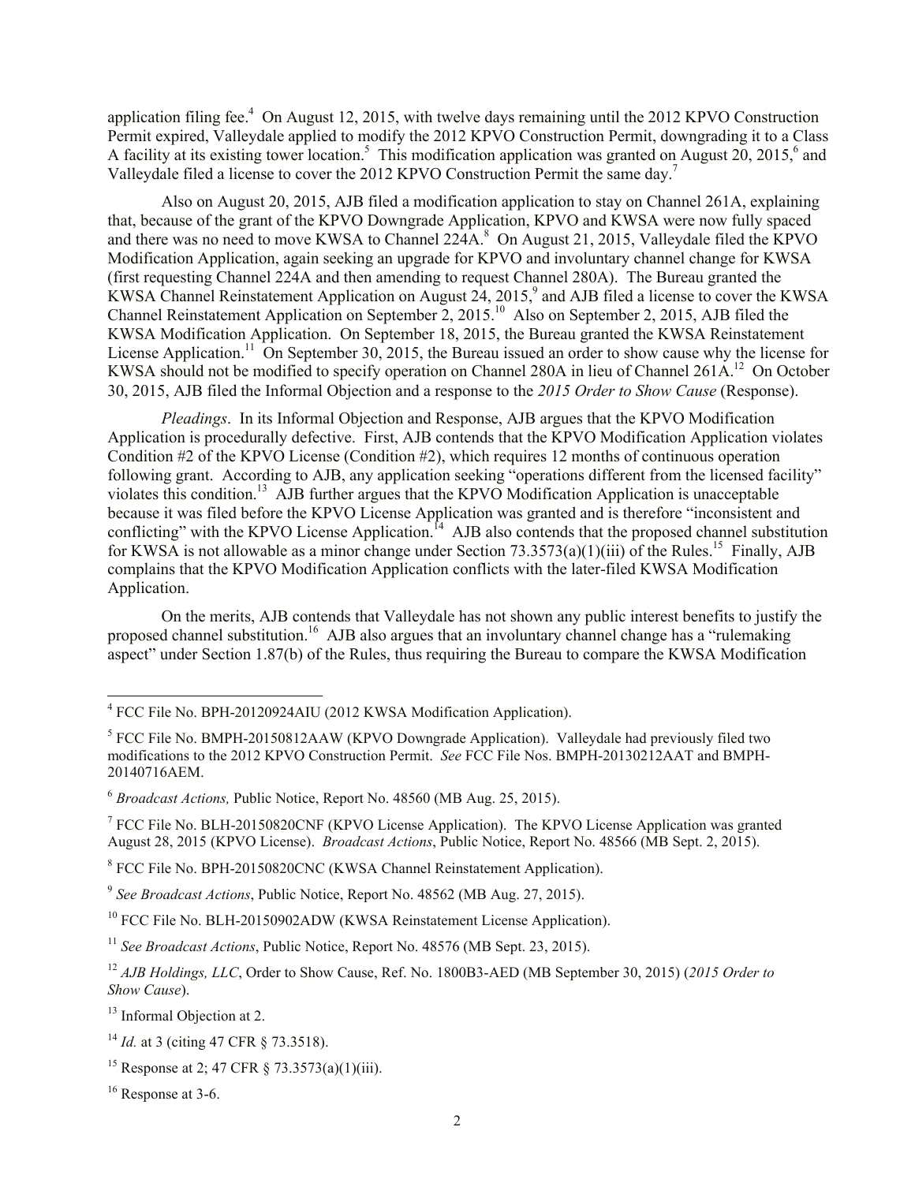application filing fee.[4] On August 12, 2015, with twelve days remaining until the 2012 KPVO Construction Permit expired, Valleydale applied to modify the 2012 KPVO Construction Permit, downgrading it to a Class A facility at its existing tower location.[5] This modification application was granted on August 20, 2015,[6] and Valleydale filed a license to cover the 2012 KPVO Construction Permit the same day.[7]

Also on August 20, 2015, AJB filed a modification application to stay on Channel 261A, explaining that, because of the grant of the KPVO Downgrade Application, KPVO and KWSA were now fully spaced and there was no need to move KWSA to Channel 224A.[8] On August 21, 2015, Valleydale filed the KPVO Modification Application, again seeking an upgrade for KPVO and involuntary channel change for KWSA (first requesting Channel 224A and then amending to request Channel 280A). The Bureau granted the KWSA Channel Reinstatement Application on August 24, 2015,[9] and AJB filed a license to cover the KWSA Channel Reinstatement Application on September 2, 2015.[10] Also on September 2, 2015, AJB filed the KWSA Modification Application. On September 18, 2015, the Bureau granted the KWSA Reinstatement License Application.[11] On September 30, 2015, the Bureau issued an order to show cause why the license for KWSA should not be modified to specify operation on Channel 280A in lieu of Channel 261A.[12] On October 30, 2015, AJB filed the Informal Objection and a response to the *2015 Order to Show Cause* (Response).

*Pleadings*. In its Informal Objection and Response, AJB argues that the KPVO Modification Application is procedurally defective. First, AJB contends that the KPVO Modification Application violates Condition #2 of the KPVO License (Condition #2), which requires 12 months of continuous operation following grant. According to AJB, any application seeking "operations different from the licensed facility" violates this condition.[13] AJB further argues that the KPVO Modification Application is unacceptable because it was filed before the KPVO License Application was granted and is therefore "inconsistent and conflicting" with the KPVO License Application.[14] AJB also contends that the proposed channel substitution for KWSA is not allowable as a minor change under Section 73.3573(a)(1)(iii) of the Rules.[15] Finally, AJB complains that the KPVO Modification Application conflicts with the later-filed KWSA Modification Application.

On the merits, AJB contends that Valleydale has not shown any public interest benefits to justify the proposed channel substitution.[16] AJB also argues that an involuntary channel change has a "rulemaking aspect" under Section 1.87(b) of the Rules, thus requiring the Bureau to compare the KWSA Modification

---

[4] FCC File No. BPH-20120924AIU (2012 KWSA Modification Application).

[5] FCC File No. BMPH-20150812AAW (KPVO Downgrade Application). Valleydale had previously filed two modifications to the 2012 KPVO Construction Permit. *See* FCC File Nos. BMPH-20130212AAT and BMPH-20140716AEM.

[6] *Broadcast Actions,* Public Notice, Report No. 48560 (MB Aug. 25, 2015).

[7] FCC File No. BLH-20150820CNF (KPVO License Application). The KPVO License Application was granted August 28, 2015 (KPVO License). *Broadcast Actions*, Public Notice, Report No. 48566 (MB Sept. 2, 2015).

[8] FCC File No. BPH-20150820CNC (KWSA Channel Reinstatement Application).

[9] *See Broadcast Actions*, Public Notice, Report No. 48562 (MB Aug. 27, 2015).

[10] FCC File No. BLH-20150902ADW (KWSA Reinstatement License Application).

[11] *See Broadcast Actions*, Public Notice, Report No. 48576 (MB Sept. 23, 2015).

[12] *AJB Holdings, LLC*, Order to Show Cause, Ref. No. 1800B3-AED (MB September 30, 2015) (*2015 Order to Show Cause*).

[13] Informal Objection at 2.

[14] *Id.* at 3 (citing 47 CFR § 73.3518).

[15] Response at 2; 47 CFR § 73.3573(a)(1)(iii).

[16] Response at 3-6.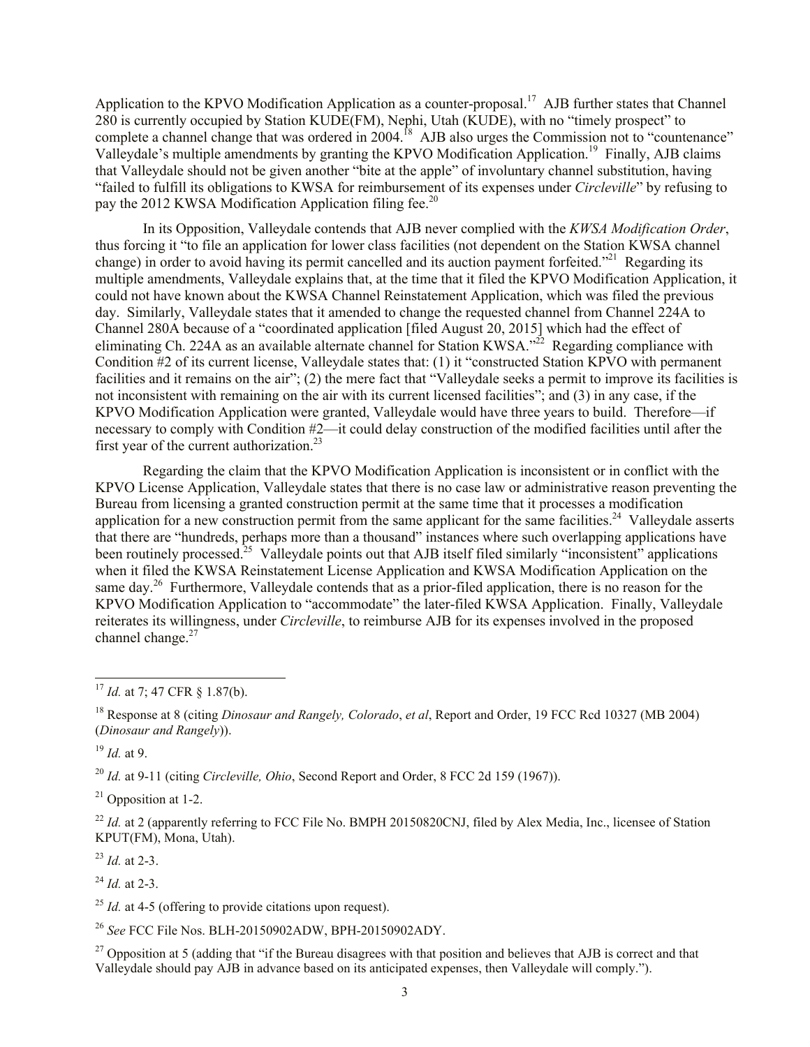Application to the KPVO Modification Application as a counter-proposal.[17] AJB further states that Channel 280 is currently occupied by Station KUDE(FM), Nephi, Utah (KUDE), with no "timely prospect" to complete a channel change that was ordered in 2004.[18] AJB also urges the Commission not to "countenance" Valleydale's multiple amendments by granting the KPVO Modification Application.[19] Finally, AJB claims that Valleydale should not be given another "bite at the apple" of involuntary channel substitution, having "failed to fulfill its obligations to KWSA for reimbursement of its expenses under *Circleville*" by refusing to pay the 2012 KWSA Modification Application filing fee.[20]

In its Opposition, Valleydale contends that AJB never complied with the *KWSA Modification Order*, thus forcing it "to file an application for lower class facilities (not dependent on the Station KWSA channel change) in order to avoid having its permit cancelled and its auction payment forfeited."[21] Regarding its multiple amendments, Valleydale explains that, at the time that it filed the KPVO Modification Application, it could not have known about the KWSA Channel Reinstatement Application, which was filed the previous day. Similarly, Valleydale states that it amended to change the requested channel from Channel 224A to Channel 280A because of a "coordinated application [filed August 20, 2015] which had the effect of eliminating Ch. 224A as an available alternate channel for Station KWSA."[22] Regarding compliance with Condition #2 of its current license, Valleydale states that: (1) it "constructed Station KPVO with permanent facilities and it remains on the air"; (2) the mere fact that "Valleydale seeks a permit to improve its facilities is not inconsistent with remaining on the air with its current licensed facilities"; and (3) in any case, if the KPVO Modification Application were granted, Valleydale would have three years to build. Therefore—if necessary to comply with Condition #2—it could delay construction of the modified facilities until after the first year of the current authorization.[23]

Regarding the claim that the KPVO Modification Application is inconsistent or in conflict with the KPVO License Application, Valleydale states that there is no case law or administrative reason preventing the Bureau from licensing a granted construction permit at the same time that it processes a modification application for a new construction permit from the same applicant for the same facilities.[24] Valleydale asserts that there are "hundreds, perhaps more than a thousand" instances where such overlapping applications have been routinely processed.[25] Valleydale points out that AJB itself filed similarly "inconsistent" applications when it filed the KWSA Reinstatement License Application and KWSA Modification Application on the same day.[26] Furthermore, Valleydale contends that as a prior-filed application, there is no reason for the KPVO Modification Application to "accommodate" the later-filed KWSA Application. Finally, Valleydale reiterates its willingness, under *Circleville*, to reimburse AJB for its expenses involved in the proposed channel change.[27]

---

[17] *Id.* at 7; 47 CFR § 1.87(b).

[18] Response at 8 (citing *Dinosaur and Rangely, Colorado*, *et al*, Report and Order, 19 FCC Rcd 10327 (MB 2004) (*Dinosaur and Rangely*)).

[19] *Id.* at 9.

[20] *Id.* at 9-11 (citing *Circleville, Ohio*, Second Report and Order, 8 FCC 2d 159 (1967)).

[21] Opposition at 1-2.

[22] *Id.* at 2 (apparently referring to FCC File No. BMPH 20150820CNJ, filed by Alex Media, Inc., licensee of Station KPUT(FM), Mona, Utah).

[23] *Id.* at 2-3.

[24] *Id.* at 2-3.

[25] *Id.* at 4-5 (offering to provide citations upon request).

[26] *See* FCC File Nos. BLH-20150902ADW, BPH-20150902ADY.

[27] Opposition at 5 (adding that "if the Bureau disagrees with that position and believes that AJB is correct and that Valleydale should pay AJB in advance based on its anticipated expenses, then Valleydale will comply.").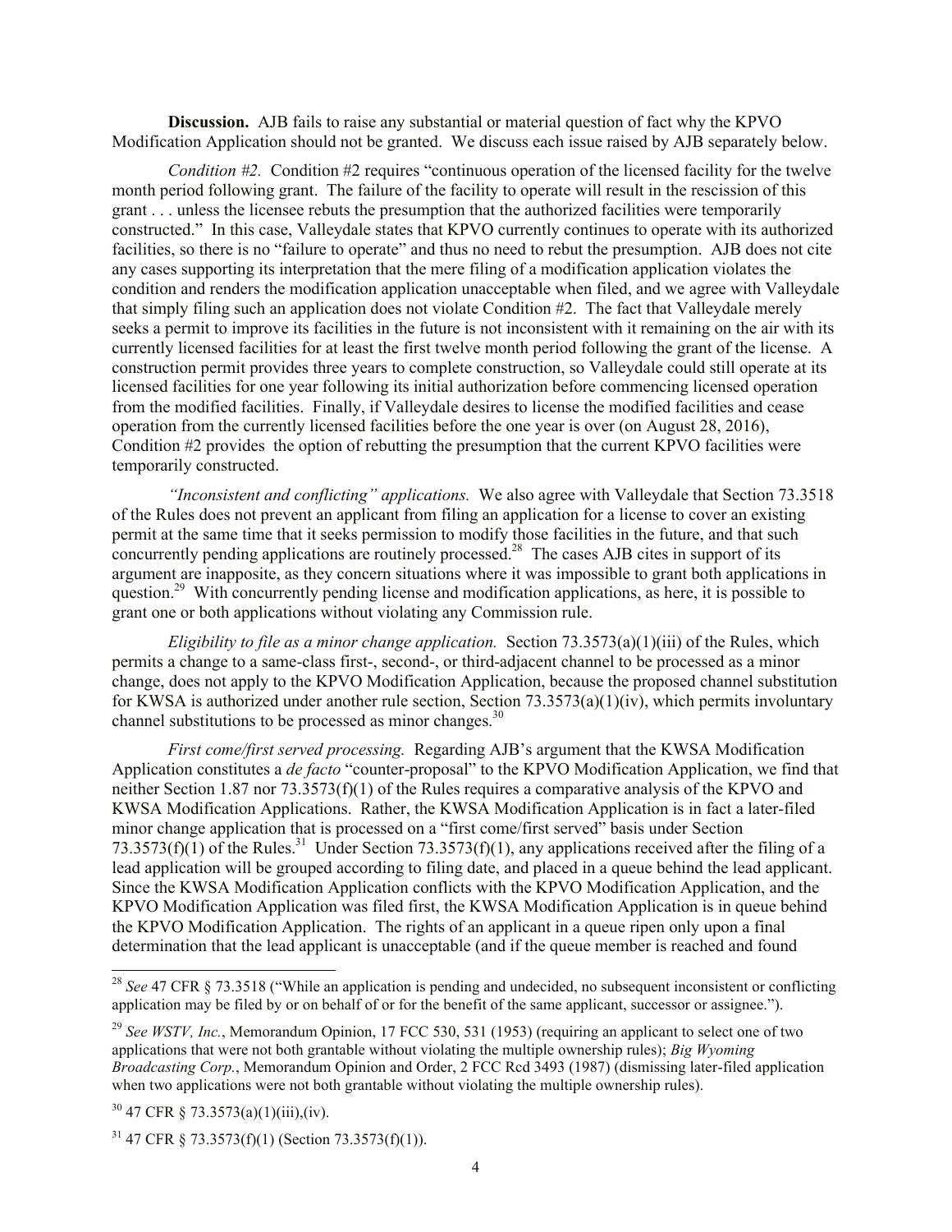**Discussion.** AJB fails to raise any substantial or material question of fact why the KPVO Modification Application should not be granted. We discuss each issue raised by AJB separately below.

*Condition #2.* Condition #2 requires "continuous operation of the licensed facility for the twelve month period following grant. The failure of the facility to operate will result in the rescission of this grant . . . unless the licensee rebuts the presumption that the authorized facilities were temporarily constructed." In this case, Valleydale states that KPVO currently continues to operate with its authorized facilities, so there is no "failure to operate" and thus no need to rebut the presumption. AJB does not cite any cases supporting its interpretation that the mere filing of a modification application violates the condition and renders the modification application unacceptable when filed, and we agree with Valleydale that simply filing such an application does not violate Condition #2. The fact that Valleydale merely seeks a permit to improve its facilities in the future is not inconsistent with it remaining on the air with its currently licensed facilities for at least the first twelve month period following the grant of the license. A construction permit provides three years to complete construction, so Valleydale could still operate at its licensed facilities for one year following its initial authorization before commencing licensed operation from the modified facilities. Finally, if Valleydale desires to license the modified facilities and cease operation from the currently licensed facilities before the one year is over (on August 28, 2016), Condition #2 provides the option of rebutting the presumption that the current KPVO facilities were temporarily constructed.

*"Inconsistent and conflicting" applications.* We also agree with Valleydale that Section 73.3518 of the Rules does not prevent an applicant from filing an application for a license to cover an existing permit at the same time that it seeks permission to modify those facilities in the future, and that such concurrently pending applications are routinely processed.[28] The cases AJB cites in support of its argument are inapposite, as they concern situations where it was impossible to grant both applications in question.[29] With concurrently pending license and modification applications, as here, it is possible to grant one or both applications without violating any Commission rule.

*Eligibility to file as a minor change application.* Section 73.3573(a)(1)(iii) of the Rules, which permits a change to a same-class first-, second-, or third-adjacent channel to be processed as a minor change, does not apply to the KPVO Modification Application, because the proposed channel substitution for KWSA is authorized under another rule section, Section 73.3573(a)(1)(iv), which permits involuntary channel substitutions to be processed as minor changes.[30]

*First come/first served processing.* Regarding AJB's argument that the KWSA Modification Application constitutes a *de facto* "counter-proposal" to the KPVO Modification Application, we find that neither Section 1.87 nor 73.3573(f)(1) of the Rules requires a comparative analysis of the KPVO and KWSA Modification Applications. Rather, the KWSA Modification Application is in fact a later-filed minor change application that is processed on a "first come/first served" basis under Section 73.3573(f)(1) of the Rules.[31] Under Section 73.3573(f)(1), any applications received after the filing of a lead application will be grouped according to filing date, and placed in a queue behind the lead applicant. Since the KWSA Modification Application conflicts with the KPVO Modification Application, and the KPVO Modification Application was filed first, the KWSA Modification Application is in queue behind the KPVO Modification Application. The rights of an applicant in a queue ripen only upon a final determination that the lead applicant is unacceptable (and if the queue member is reached and found

---

[28] *See* 47 CFR § 73.3518 ("While an application is pending and undecided, no subsequent inconsistent or conflicting application may be filed by or on behalf of or for the benefit of the same applicant, successor or assignee.").

[29] *See WSTV, Inc.*, Memorandum Opinion, 17 FCC 530, 531 (1953) (requiring an applicant to select one of two applications that were not both grantable without violating the multiple ownership rules); *Big Wyoming Broadcasting Corp.*, Memorandum Opinion and Order, 2 FCC Rcd 3493 (1987) (dismissing later-filed application when two applications were not both grantable without violating the multiple ownership rules).

[30] 47 CFR § 73.3573(a)(1)(iii),(iv).

[31] 47 CFR § 73.3573(f)(1) (Section 73.3573(f)(1)).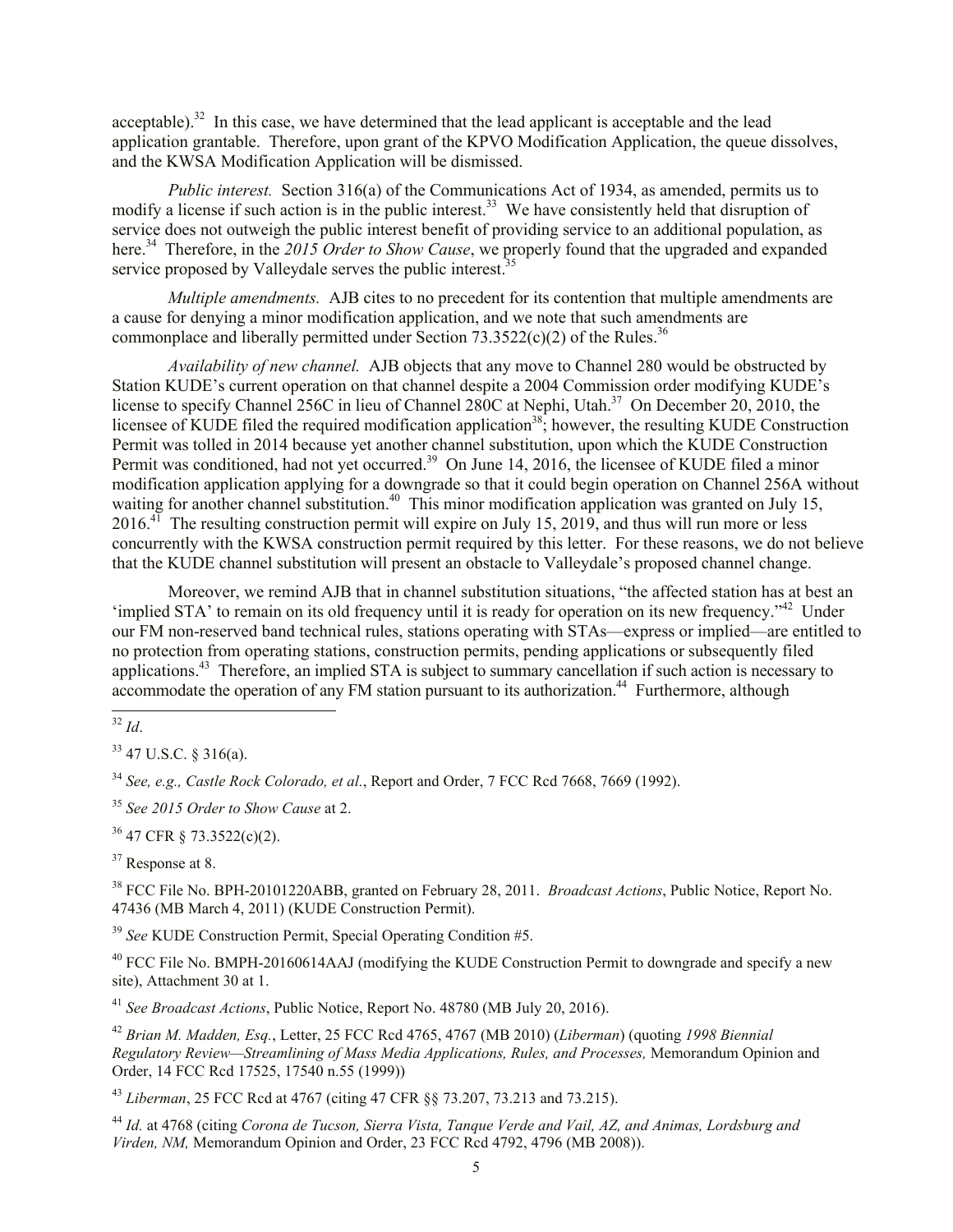acceptable).[32] In this case, we have determined that the lead applicant is acceptable and the lead application grantable. Therefore, upon grant of the KPVO Modification Application, the queue dissolves, and the KWSA Modification Application will be dismissed.

*Public interest.* Section 316(a) of the Communications Act of 1934, as amended, permits us to modify a license if such action is in the public interest.[33] We have consistently held that disruption of service does not outweigh the public interest benefit of providing service to an additional population, as here.[34] Therefore, in the *2015 Order to Show Cause*, we properly found that the upgraded and expanded service proposed by Valleydale serves the public interest.[35]

*Multiple amendments.* AJB cites to no precedent for its contention that multiple amendments are a cause for denying a minor modification application, and we note that such amendments are commonplace and liberally permitted under Section 73.3522(c)(2) of the Rules.[36]

*Availability of new channel.* AJB objects that any move to Channel 280 would be obstructed by Station KUDE's current operation on that channel despite a 2004 Commission order modifying KUDE's license to specify Channel 256C in lieu of Channel 280C at Nephi, Utah.[37] On December 20, 2010, the licensee of KUDE filed the required modification application[38]; however, the resulting KUDE Construction Permit was tolled in 2014 because yet another channel substitution, upon which the KUDE Construction Permit was conditioned, had not yet occurred.[39] On June 14, 2016, the licensee of KUDE filed a minor modification application applying for a downgrade so that it could begin operation on Channel 256A without waiting for another channel substitution.[40] This minor modification application was granted on July 15, 2016.[41] The resulting construction permit will expire on July 15, 2019, and thus will run more or less concurrently with the KWSA construction permit required by this letter. For these reasons, we do not believe that the KUDE channel substitution will present an obstacle to Valleydale's proposed channel change.

Moreover, we remind AJB that in channel substitution situations, "the affected station has at best an 'implied STA' to remain on its old frequency until it is ready for operation on its new frequency."[42] Under our FM non-reserved band technical rules, stations operating with STAs—express or implied—are entitled to no protection from operating stations, construction permits, pending applications or subsequently filed applications.[43] Therefore, an implied STA is subject to summary cancellation if such action is necessary to accommodate the operation of any FM station pursuant to its authorization.[44] Furthermore, although

---

[32] *Id*.

[33] 47 U.S.C. § 316(a).

[34] *See, e.g., Castle Rock Colorado, et al.*, Report and Order, 7 FCC Rcd 7668, 7669 (1992).

[35] *See 2015 Order to Show Cause* at 2.

[36] 47 CFR § 73.3522(c)(2).

[37] Response at 8.

[38] FCC File No. BPH-20101220ABB, granted on February 28, 2011. *Broadcast Actions*, Public Notice, Report No. 47436 (MB March 4, 2011) (KUDE Construction Permit).

[39] *See* KUDE Construction Permit, Special Operating Condition #5.

[40] FCC File No. BMPH-20160614AAJ (modifying the KUDE Construction Permit to downgrade and specify a new site), Attachment 30 at 1.

[41] *See Broadcast Actions*, Public Notice, Report No. 48780 (MB July 20, 2016).

[42] *Brian M. Madden, Esq.*, Letter, 25 FCC Rcd 4765, 4767 (MB 2010) (*Liberman*) (quoting *1998 Biennial Regulatory Review—Streamlining of Mass Media Applications, Rules, and Processes,* Memorandum Opinion and Order, 14 FCC Rcd 17525, 17540 n.55 (1999))

[43] *Liberman*, 25 FCC Rcd at 4767 (citing 47 CFR §§ 73.207, 73.213 and 73.215).

[44] *Id.* at 4768 (citing *Corona de Tucson, Sierra Vista, Tanque Verde and Vail, AZ, and Animas, Lordsburg and Virden, NM,* Memorandum Opinion and Order, 23 FCC Rcd 4792, 4796 (MB 2008)).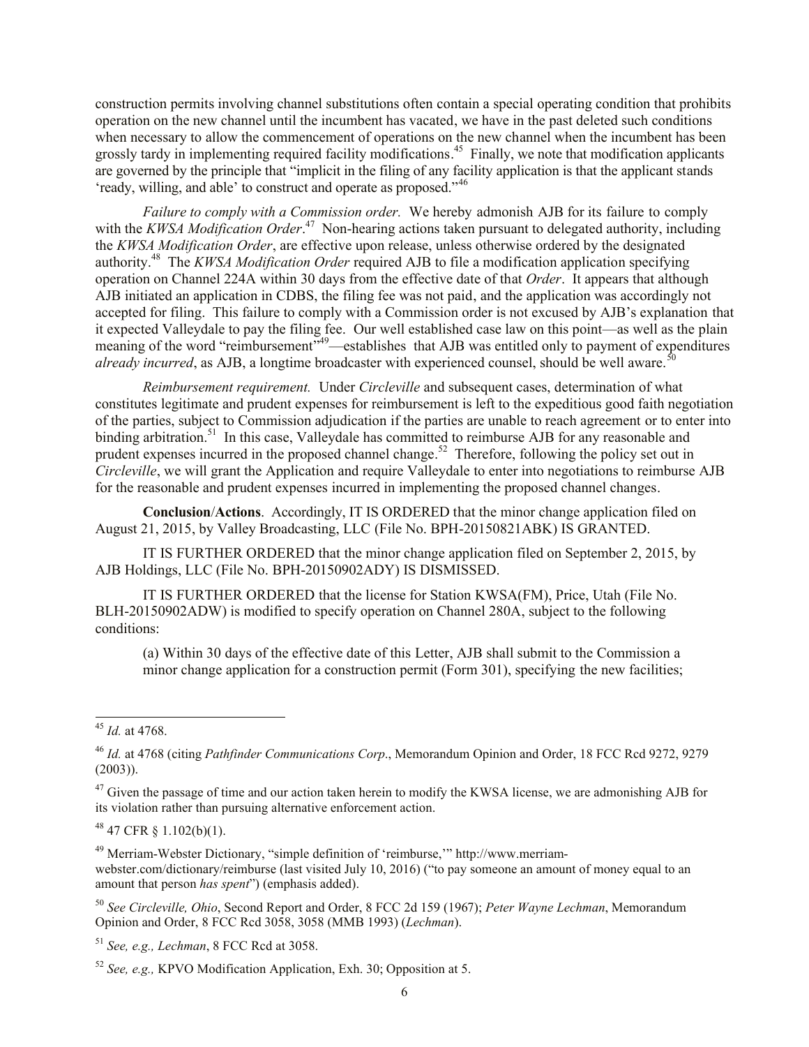construction permits involving channel substitutions often contain a special operating condition that prohibits operation on the new channel until the incumbent has vacated, we have in the past deleted such conditions when necessary to allow the commencement of operations on the new channel when the incumbent has been grossly tardy in implementing required facility modifications.[45] Finally, we note that modification applicants are governed by the principle that "implicit in the filing of any facility application is that the applicant stands 'ready, willing, and able' to construct and operate as proposed."[46]

*Failure to comply with a Commission order.* We hereby admonish AJB for its failure to comply with the *KWSA Modification Order*.[47] Non-hearing actions taken pursuant to delegated authority, including the *KWSA Modification Order*, are effective upon release, unless otherwise ordered by the designated authority.[48] The *KWSA Modification Order* required AJB to file a modification application specifying operation on Channel 224A within 30 days from the effective date of that *Order*. It appears that although AJB initiated an application in CDBS, the filing fee was not paid, and the application was accordingly not accepted for filing. This failure to comply with a Commission order is not excused by AJB's explanation that it expected Valleydale to pay the filing fee. Our well established case law on this point—as well as the plain meaning of the word "reimbursement"[49]—establishes that AJB was entitled only to payment of expenditures *already incurred*, as AJB, a longtime broadcaster with experienced counsel, should be well aware.[50]

*Reimbursement requirement.* Under *Circleville* and subsequent cases, determination of what constitutes legitimate and prudent expenses for reimbursement is left to the expeditious good faith negotiation of the parties, subject to Commission adjudication if the parties are unable to reach agreement or to enter into binding arbitration.[51] In this case, Valleydale has committed to reimburse AJB for any reasonable and prudent expenses incurred in the proposed channel change.[52] Therefore, following the policy set out in *Circleville*, we will grant the Application and require Valleydale to enter into negotiations to reimburse AJB for the reasonable and prudent expenses incurred in implementing the proposed channel changes.

**Conclusion**/**Actions**. Accordingly, IT IS ORDERED that the minor change application filed on August 21, 2015, by Valley Broadcasting, LLC (File No. BPH-20150821ABK) IS GRANTED.

IT IS FURTHER ORDERED that the minor change application filed on September 2, 2015, by AJB Holdings, LLC (File No. BPH-20150902ADY) IS DISMISSED.

IT IS FURTHER ORDERED that the license for Station KWSA(FM), Price, Utah (File No. BLH-20150902ADW) is modified to specify operation on Channel 280A, subject to the following conditions:

(a) Within 30 days of the effective date of this Letter, AJB shall submit to the Commission a minor change application for a construction permit (Form 301), specifying the new facilities;

---

[45] *Id.* at 4768.

[46] *Id.* at 4768 (citing *Pathfinder Communications Corp*., Memorandum Opinion and Order, 18 FCC Rcd 9272, 9279 (2003)).

[47] Given the passage of time and our action taken herein to modify the KWSA license, we are admonishing AJB for its violation rather than pursuing alternative enforcement action.

[48] 47 CFR § 1.102(b)(1).

[49] Merriam-Webster Dictionary, "simple definition of 'reimburse,'" http://www.merriam-webster.com/dictionary/reimburse (last visited July 10, 2016) ("to pay someone an amount of money equal to an amount that person *has spent*") (emphasis added).

[50] *See Circleville, Ohio*, Second Report and Order, 8 FCC 2d 159 (1967); *Peter Wayne Lechman*, Memorandum Opinion and Order, 8 FCC Rcd 3058, 3058 (MMB 1993) (*Lechman*).

[51] *See, e.g., Lechman*, 8 FCC Rcd at 3058.

[52] *See, e.g.,* KPVO Modification Application, Exh. 30; Opposition at 5.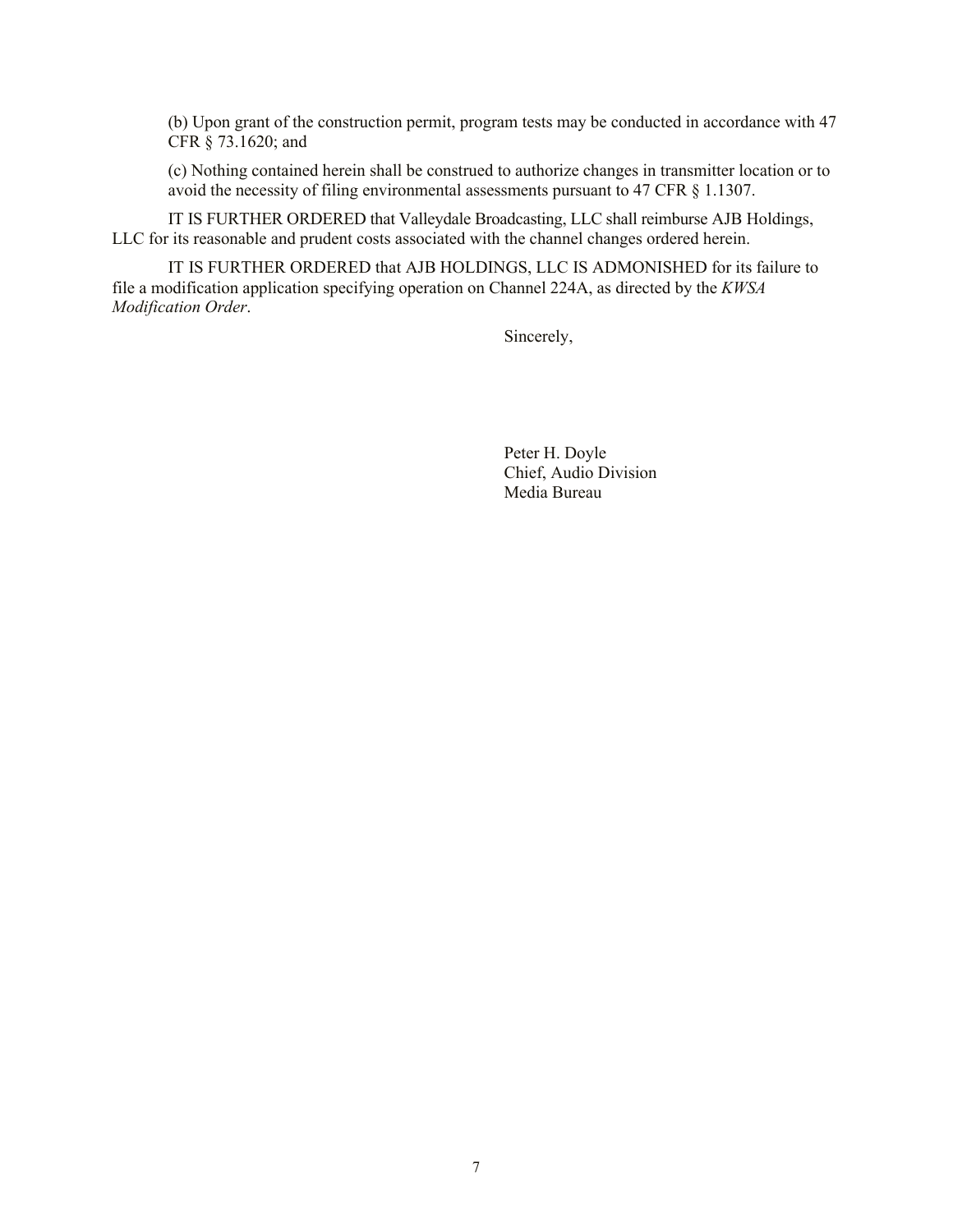(b) Upon grant of the construction permit, program tests may be conducted in accordance with 47 CFR § 73.1620; and

(c) Nothing contained herein shall be construed to authorize changes in transmitter location or to avoid the necessity of filing environmental assessments pursuant to 47 CFR § 1.1307.

IT IS FURTHER ORDERED that Valleydale Broadcasting, LLC shall reimburse AJB Holdings, LLC for its reasonable and prudent costs associated with the channel changes ordered herein.

IT IS FURTHER ORDERED that AJB HOLDINGS, LLC IS ADMONISHED for its failure to file a modification application specifying operation on Channel 224A, as directed by the *KWSA Modification Order*.

Sincerely,

Peter H. Doyle
Chief, Audio Division
Media Bureau